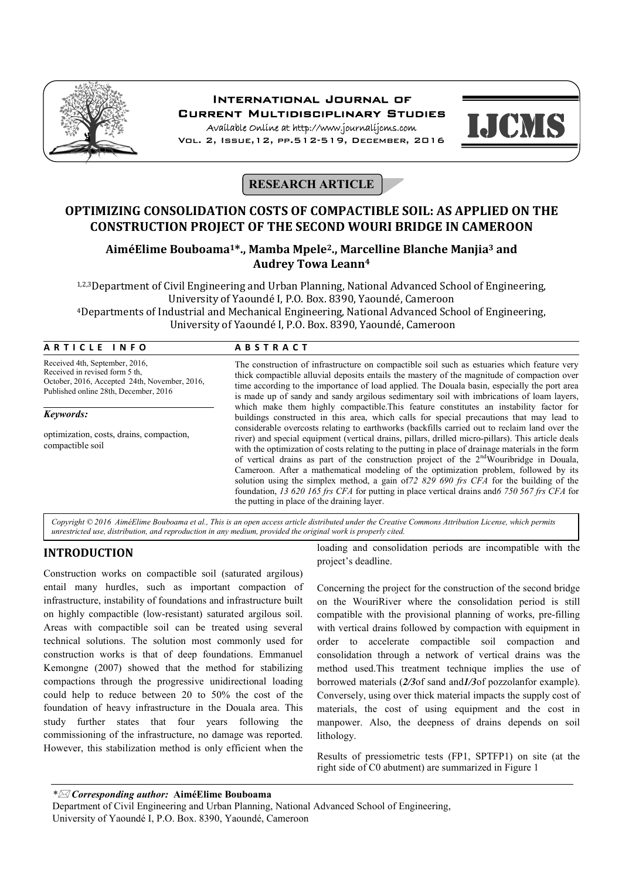**RESEARCH ARTICLE**

# OPTIMIZING CONSOLIDATION COSTS OF COMPACTIBLE SOIL: AS APPLIED ON THE CONSTRUCTION PROJECT OF THE SECOND WOURI BRIDGE IN CAMEROON

**AiméElime Bouboama[1]*., Mamba Mpele[2]., Marcelline Blanche Manjia[3] and Audrey Towa Leann[4]**

[1,2,3]Department of Civil Engineering and Urban Planning, National Advanced School of Engineering, University of Yaoundé I, P.O. Box. 8390, Yaoundé, Cameroon

[4]Departments of Industrial and Mechanical Engineering, National Advanced School of Engineering, University of Yaoundé I, P.O. Box. 8390, Yaoundé, Cameroon

## ARTICLE INFO

Received 4th, September, 2016, Received in revised form 5 th, October, 2016, Accepted 24th, November, 2016, Published online 28th, December, 2016

***Keywords:***

optimization, costs, drains, compaction, compactible soil

## ABSTRACT

The construction of infrastructure on compactible soil such as estuaries which feature very thick compactible alluvial deposits entails the mastery of the magnitude of compaction over time according to the importance of load applied. The Douala basin, especially the port area is made up of sandy and sandy argilous sedimentary soil with imbrications of loam layers, which make them highly compactible.This feature constitutes an instability factor for buildings constructed in this area, which calls for special precautions that may lead to considerable overcosts relating to earthworks (backfills carried out to reclaim land over the river) and special equipment (vertical drains, pillars, drilled micro-pillars). This article deals with the optimization of costs relating to the putting in place of drainage materials in the form of vertical drains as part of the construction project of the 2[nd]Wouribridge in Douala, Cameroon. After a mathematical modeling of the optimization problem, followed by its solution using the simplex method, a gain of*72 829 690 frs CFA* for the building of the foundation, *13 620 165 frs CFA* for putting in place vertical drains and*6 750 567 frs CFA* for the putting in place of the draining layer.

*Copyright © 2016 AiméElime Bouboama et al., This is an open access article distributed under the Creative Commons Attribution License, which permits unrestricted use, distribution, and reproduction in any medium, provided the original work is properly cited.*

## INTRODUCTION

Construction works on compactible soil (saturated argilous) entail many hurdles, such as important compaction of infrastructure, instability of foundations and infrastructure built on highly compactible (low-resistant) saturated argilous soil. Areas with compactible soil can be treated using several technical solutions. The solution most commonly used for construction works is that of deep foundations. Emmanuel Kemongne (2007) showed that the method for stabilizing compactions through the progressive unidirectional loading could help to reduce between 20 to 50% the cost of the foundation of heavy infrastructure in the Douala area. This study further states that four years following the commissioning of the infrastructure, no damage was reported. However, this stabilization method is only efficient when the loading and consolidation periods are incompatible with the project's deadline.

Concerning the project for the construction of the second bridge on the WouriRiver where the consolidation period is still compatible with the provisional planning of works, pre-filling with vertical drains followed by compaction with equipment in order to accelerate compactible soil compaction and consolidation through a network of vertical drains was the method used.This treatment technique implies the use of borrowed materials (***2/3***of sand and***1/3***of pozzolanfor example). Conversely, using over thick material impacts the supply cost of materials, the cost of using equipment and the cost in manpower. Also, the deepness of drains depends on soil lithology.

Results of pressiometric tests (FP1, SPTFP1) on site (at the right side of C0 abutment) are summarized in Figure 1

---

*✉ ***Corresponding author:*** **AiméElime Bouboama**
Department of Civil Engineering and Urban Planning, National Advanced School of Engineering, University of Yaoundé I, P.O. Box. 8390, Yaoundé, Cameroon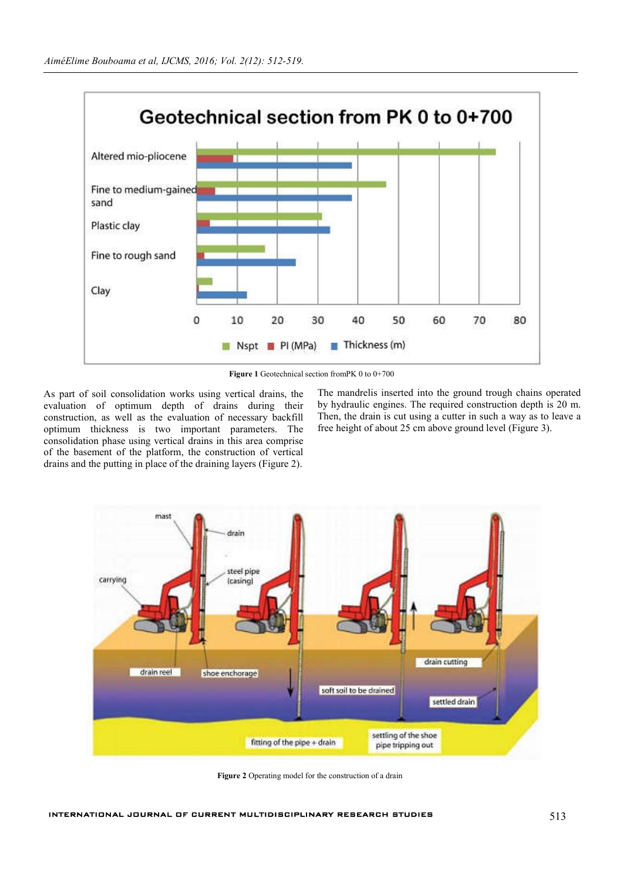**Figure 1** Geotechnical section fromPK 0 to 0+700

As part of soil consolidation works using vertical drains, the evaluation of optimum depth of drains during their construction, as well as the evaluation of necessary backfill optimum thickness is two important parameters. The consolidation phase using vertical drains in this area comprise of the basement of the platform, the construction of vertical drains and the putting in place of the draining layers (Figure 2).

The mandrelis inserted into the ground trough chains operated by hydraulic engines. The required construction depth is 20 m. Then, the drain is cut using a cutter in such a way as to leave a free height of about 25 cm above ground level (Figure 3).

**Figure 2** Operating model for the construction of a drain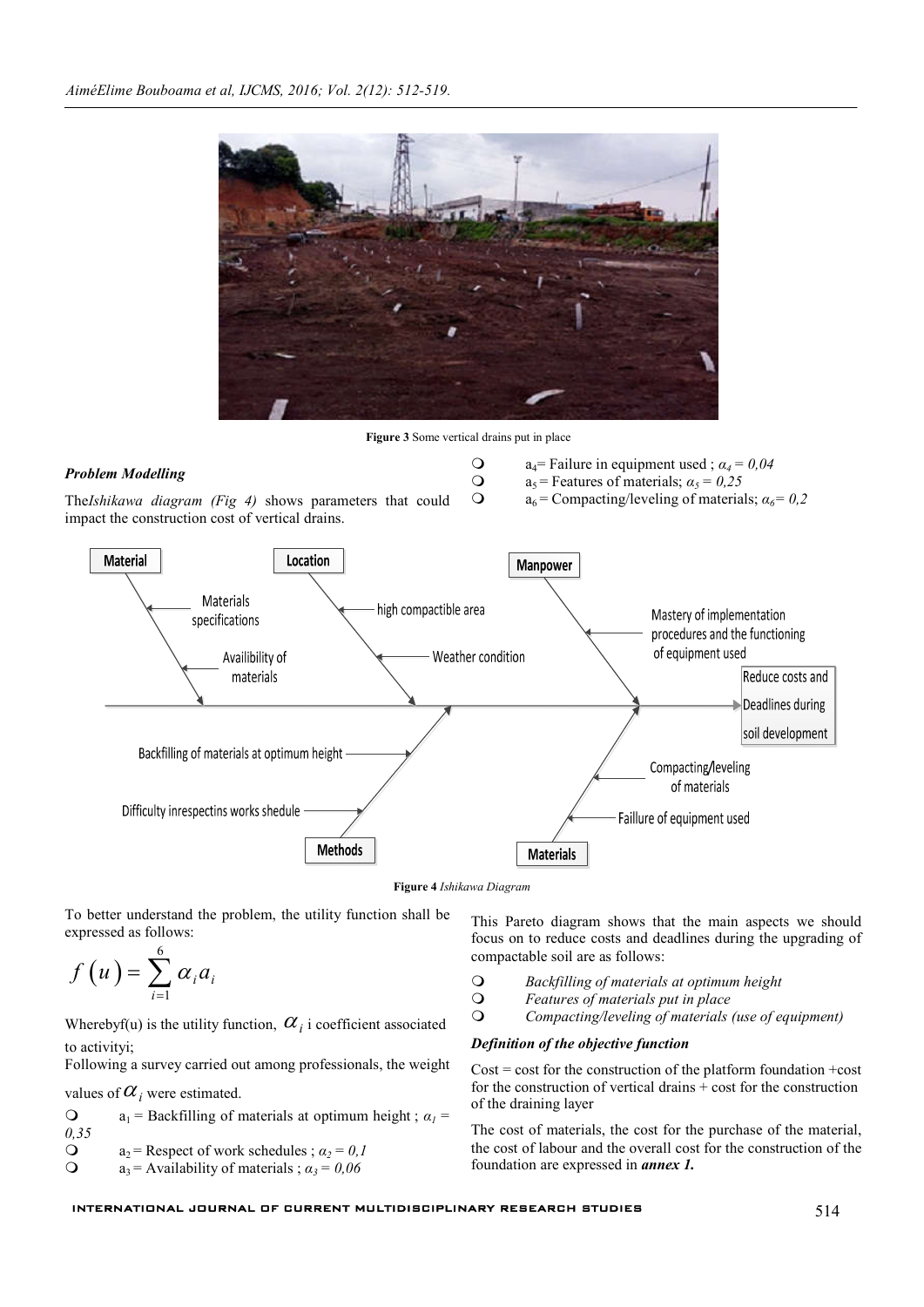Figure 3 Some vertical drains put in place

***Problem Modelling***

The *Ishikawa diagram (Fig 4)* shows parameters that could impact the construction cost of vertical drains.

- $a_4$= Failure in equipment used ; $\alpha_4 = 0,04$
- $a_5$ = Features of materials; $\alpha_5 = 0,25$
- $a_6$ = Compacting/leveling of materials; $\alpha_6 = 0,2$

Figure 4 *Ishikawa Diagram*

To better understand the problem, the utility function shall be expressed as follows:

$$f(u) = \sum_{i=1}^{6} \alpha_i a_i$$

Whereby f(u) is the utility function, $\alpha_i$ i coefficient associated to activity i;

Following a survey carried out among professionals, the weight values of $\alpha_i$ were estimated.

- $a_1$ = Backfilling of materials at optimum height ; $\alpha_1 = 0,35$
- $a_2$ = Respect of work schedules ; $\alpha_2 = 0,1$
- $a_3$ = Availability of materials ; $\alpha_3 = 0,06$

This Pareto diagram shows that the main aspects we should focus on to reduce costs and deadlines during the upgrading of compactable soil are as follows:

- *Backfilling of materials at optimum height*
- *Features of materials put in place*
- *Compacting/leveling of materials (use of equipment)*

***Definition of the objective function***

Cost = cost for the construction of the platform foundation + cost for the construction of vertical drains + cost for the construction of the draining layer

The cost of materials, the cost for the purchase of the material, the cost of labour and the overall cost for the construction of the foundation are expressed in ***annex 1.***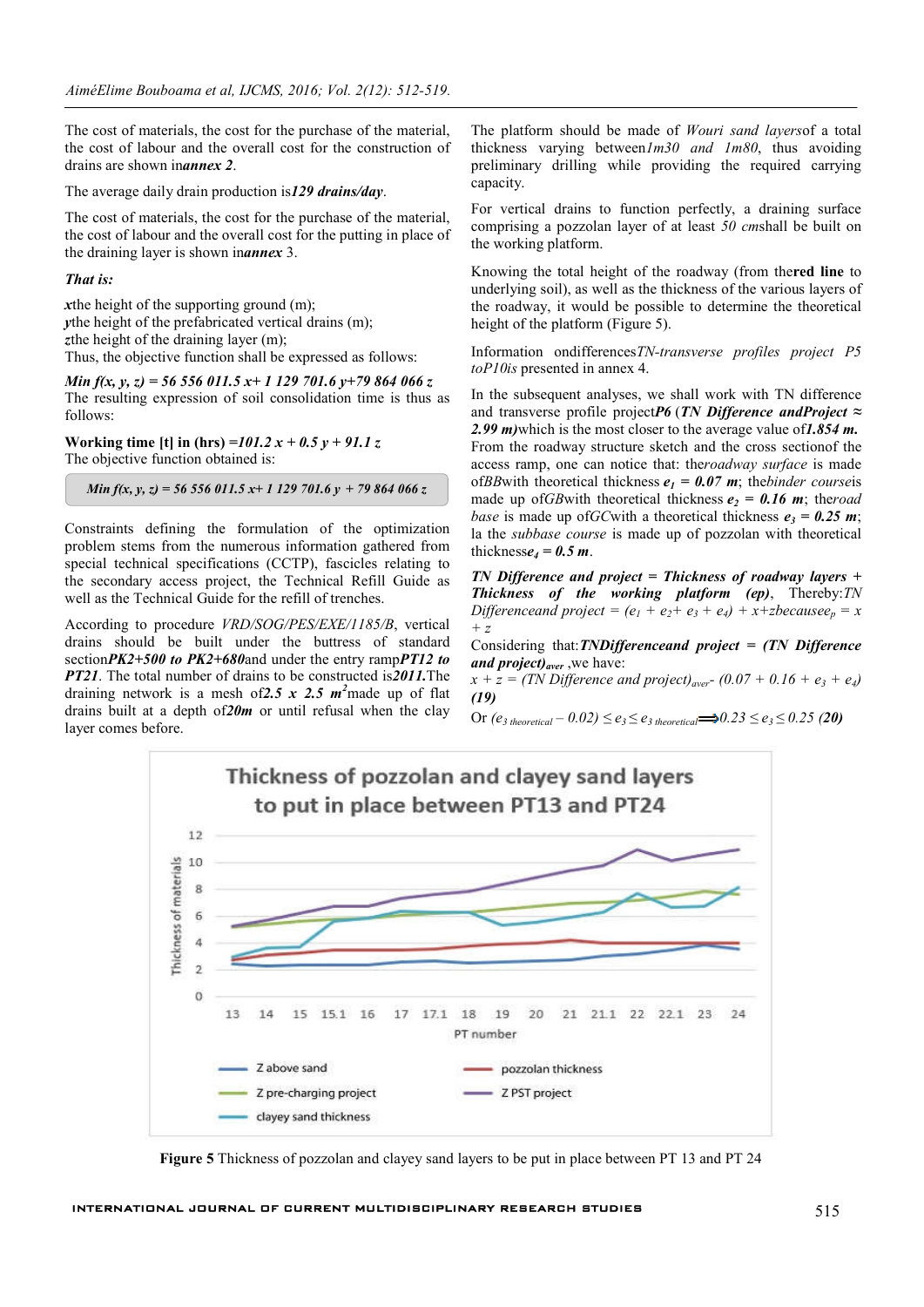The cost of materials, the cost for the purchase of the material, the cost of labour and the overall cost for the construction of drains are shown in ***annex 2***.

The average daily drain production is ***129 drains/day***.

The cost of materials, the cost for the purchase of the material, the cost of labour and the overall cost for the putting in place of the draining layer is shown in ***annex*** 3.

***That is:***

***x*** the height of the supporting ground (m);
***y*** the height of the prefabricated vertical drains (m);
***z*** the height of the draining layer (m);
Thus, the objective function shall be expressed as follows:

***Min f(x, y, z) = 56 556 011.5 x+ 1 129 701.6 y+79 864 066 z***
The resulting expression of soil consolidation time is thus as follows:

**Working time [t] in (hrs) =*101.2 x + 0.5 y + 91.1 z***
The objective function obtained is:

$$Min\ f(x, y, z) = 56\ 556\ 011.5\,x + 1\ 129\ 701.6\,y + 79\ 864\ 066\,z$$

Constraints defining the formulation of the optimization problem stems from the numerous information gathered from special technical specifications (CCTP), fascicles relating to the secondary access project, the Technical Refill Guide as well as the Technical Guide for the refill of trenches.

According to procedure *VRD/SOG/PES/EXE/1185/B*, vertical drains should be built under the buttress of standard section ***PK2+500 to PK2+680*** and under the entry ramp ***PT12 to PT21***. The total number of drains to be constructed is ***2011.*** The draining network is a mesh of ***2.5 x 2.5 m²*** made up of flat drains built at a depth of ***20m*** or until refusal when the clay layer comes before.

The platform should be made of *Wouri sand layers* of a total thickness varying between *1m30 and 1m80*, thus avoiding preliminary drilling while providing the required carrying capacity.

For vertical drains to function perfectly, a draining surface comprising a pozzolan layer of at least *50 cm* shall be built on the working platform.

Knowing the total height of the roadway (from the **red line** to underlying soil), as well as the thickness of the various layers of the roadway, it would be possible to determine the theoretical height of the platform (Figure 5).

Information on differences *TN-transverse profiles project P5 to P10 is* presented in annex 4.

In the subsequent analyses, we shall work with TN difference and transverse profile project ***P6*** (***TN Difference and Project ≈ 2.99 m)*** which is the most closer to the average value of ***1.854 m.*** From the roadway structure sketch and the cross section of the access ramp, one can notice that: the *roadway surface* is made of *BB* with theoretical thickness $e_1 = 0.07$ ***m***; the *binder course* is made up of *GB* with theoretical thickness $e_2 = 0.16$ ***m***; the *road base* is made up of *GC* with a theoretical thickness $e_3 = 0.25$ ***m***; la the *subbase course* is made up of pozzolan with theoretical thickness $e_4 = 0.5$ ***m***.

***TN Difference and project = Thickness of roadway layers + Thickness of the working platform (ep)***, Thereby: *TN Difference and project* $= (e_1 + e_2 + e_3 + e_4) + x + z$ because $e_p = x + z$

Considering that: ***TN Difference and project = (TN Difference and project)$_{aver}$***, we have:

$$x + z = (\text{TN Difference and project})_{aver} - (0.07 + 0.16 + e_3 + e_4) \quad \textbf{(19)}$$

Or $(e_{3\,theoretical} - 0.02) \le e_3 \le e_{3\,theoretical} \Longrightarrow 0.23 \le e_3 \le 0.25$ **(20)**

**Figure 5** Thickness of pozzolan and clayey sand layers to be put in place between PT 13 and PT 24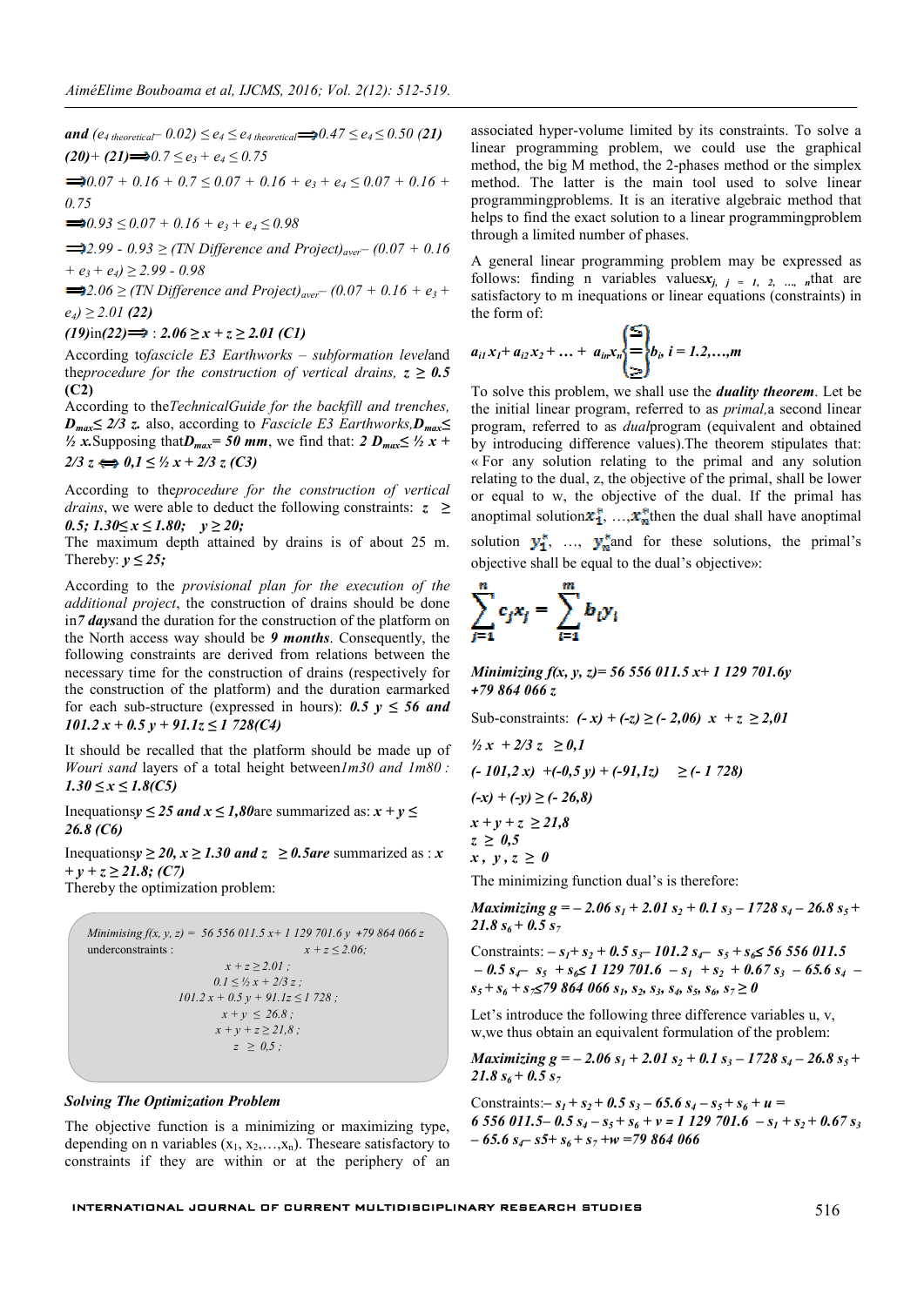***and*** $(e_{4\ theoretical} - 0.02) \leq e_4 \leq e_{4\ theoretical} \Longrightarrow 0.47 \leq e_4 \leq 0.50$ ***(21)***

***(20)+ (21)*** $\Longrightarrow 0.7 \leq e_3 + e_4 \leq 0.75$

$\Longrightarrow 0.07 + 0.16 + 0.7 \leq 0.07 + 0.16 + e_3 + e_4 \leq 0.07 + 0.16 + 0.75$

$\Longrightarrow 0.93 \leq 0.07 + 0.16 + e_3 + e_4 \leq 0.98$

$\Longrightarrow 2.99 - 0.93 \geq$ *(TN Difference and Project)*$_{aver}$ $- (0.07 + 0.16 + e_3 + e_4) \geq 2.99 - 0.98$

$\Longrightarrow 2.06 \geq$ *(TN Difference and Project)*$_{aver}$ $- (0.07 + 0.16 + e_3 + e_4) \geq 2.01$ ***(22)***

***(19)in(22)*** $\Longrightarrow$ : $2.06 \geq x + z \geq 2.01$ ***(C1)***

According to *fascicle E3 Earthworks – subformation level* and the *procedure for the construction of vertical drains,* $z \geq 0.5$ **(C2)**

According to the *Technical Guide for the backfill and trenches,* $D_{max} \leq 2/3\ z$. also, according to *Fascicle E3 Earthworks,* $D_{max} \leq ½\ x$. Supposing that $D_{max} = 50\ mm$, we find that: $2\ D_{max} \leq ½\ x + 2/3\ z \Longleftrightarrow 0{,}1 \leq ½\ x + 2/3\ z$ ***(C3)***

According to the *procedure for the construction of vertical drains*, we were able to deduct the following constraints: $z \geq 0.5$; $1.30 \leq x \leq 1.80$; $y \geq 20$;

The maximum depth attained by drains is of about 25 m. Thereby: $y \leq 25$;

According to the *provisional plan for the execution of the additional project*, the construction of drains should be done in ***7 days*** and the duration for the construction of the platform on the North access way should be ***9 months***. Consequently, the following constraints are derived from relations between the necessary time for the construction of drains (respectively for the construction of the platform) and the duration earmarked for each sub-structure (expressed in hours): $0.5\ y \leq 56$ ***and*** $101.2\ x + 0.5\ y + 91.1z \leq 1\ 728$ ***(C4)***

It should be recalled that the platform should be made up of *Wouri sand* layers of a total height between *1m30 and 1m80 :* $1.30 \leq x \leq 1.8$ ***(C5)***

Inequations $y \leq 25$ ***and*** $x \leq 1{,}80$ are summarized as: $x + y \leq 26.8$ ***(C6)***

Inequations $y \geq 20$, $x \geq 1.30$ ***and*** $z \geq 0.5$ ***are*** summarized as : $x + y + z \geq 21.8$; ***(C7)***

Thereby the optimization problem:

*Minimising* $f(x, y, z) = 56\ 556\ 011.5\ x + 1\ 129\ 701.6\ y + 79\ 864\ 066\ z$

under constraints :

$$x + z \leq 2.06;$$
$$x + z \geq 2.01\ ;$$
$$0.1 \leq ½\ x + 2/3\ z\ ;$$
$$101.2\ x + 0.5\ y + 91.1z \leq 1\ 728\ ;$$
$$x + y \leq 26.8\ ;$$
$$x + y + z \geq 21{,}8\ ;$$
$$z \geq 0{,}5\ ;$$

### Solving The Optimization Problem

The objective function is a minimizing or maximizing type, depending on n variables $(x_1, x_2, \ldots, x_n)$. These are satisfactory to constraints if they are within or at the periphery of an associated hyper-volume limited by its constraints. To solve a linear programming problem, we could use the graphical method, the big M method, the 2-phases method or the simplex method. The latter is the main tool used to solve linear programming problems. It is an iterative algebraic method that helps to find the exact solution to a linear programming problem through a limited number of phases.

A general linear programming problem may be expressed as follows: finding n variables values $x_{j,\ j = 1,\ 2,\ \ldots,\ n}$ that are satisfactory to m inequations or linear equations (constraints) in the form of:

$$a_{i1}x_1 + a_{i2}x_2 + \ldots + a_{in}x_n \left\{\begin{matrix} \leq \\ = \\ \geq \end{matrix}\right\} b_i,\ i = 1.2, \ldots, m$$

To solve this problem, we shall use the ***duality theorem***. Let be the initial linear program, referred to as *primal,* a second linear program, referred to as *dual* program (equivalent and obtained by introducing difference values). The theorem stipulates that: « For any solution relating to the primal and any solution relating to the dual, z, the objective of the primal, shall be lower or equal to w, the objective of the dual. If the primal has an optimal solution $x_1^*, \ldots, x_n^*$ then the dual shall have an optimal solution $y_1^*, \ldots, y_m^*$ and for these solutions, the primal's objective shall be equal to the dual's objective»:

$$\sum_{j=1}^{n} c_j x_j = \sum_{i=1}^{m} b_i y_i$$

***Minimizing*** $f(x, y, z) = 56\ 556\ 011.5\ x + 1\ 129\ 701.6y + 79\ 864\ 066\ z$

Sub-constraints: $(-x) + (-z) \geq (-2{,}06)$ $\quad x + z \geq 2{,}01$

$½\ x + 2/3\ z \geq 0{,}1$

$(-101{,}2\ x) + (-0{,}5\ y) + (-91{,}1z) \geq (-1\ 728)$

$(-x) + (-y) \geq (-26{,}8)$

$x + y + z \geq 21{,}8$

$z \geq 0{,}5$

$x,\ y,\ z \geq 0$

The minimizing function dual's is therefore:

***Maximizing*** $g = -2.06\ s_1 + 2.01\ s_2 + 0.1\ s_3 - 1728\ s_4 - 26.8\ s_5 + 21.8\ s_6 + 0.5\ s_7$

Constraints: $-s_1 + s_2 + 0.5\ s_3 - 101.2\ s_4 - s_5 + s_6 \leq 56\ 556\ 011.5$ $\quad -0.5\ s_4 - s_5 + s_6 \leq 1\ 129\ 701.6$ $\quad -s_1 + s_2 + 0.67\ s_3 - 65.6\ s_4 - s_5 + s_6 + s_7 \leq 79\ 864\ 066$ $\quad s_1, s_2, s_3, s_4, s_5, s_6, s_7 \geq 0$

Let's introduce the following three difference variables u, v, w, we thus obtain an equivalent formulation of the problem:

***Maximizing*** $g = -2.06\ s_1 + 2.01\ s_2 + 0.1\ s_3 - 1728\ s_4 - 26.8\ s_5 + 21.8\ s_6 + 0.5\ s_7$

Constraints: $-s_1 + s_2 + 0.5\ s_3 - 65.6\ s_4 - s_5 + s_6 + u = 6\ 556\ 011.5$ $\quad -0.5\ s_4 - s_5 + s_6 + v = 1\ 129\ 701.6$ $\quad -s_1 + s_2 + 0.67\ s_3 - 65.6\ s_4 - s5 + s_6 + s_7 + w = 79\ 864\ 066$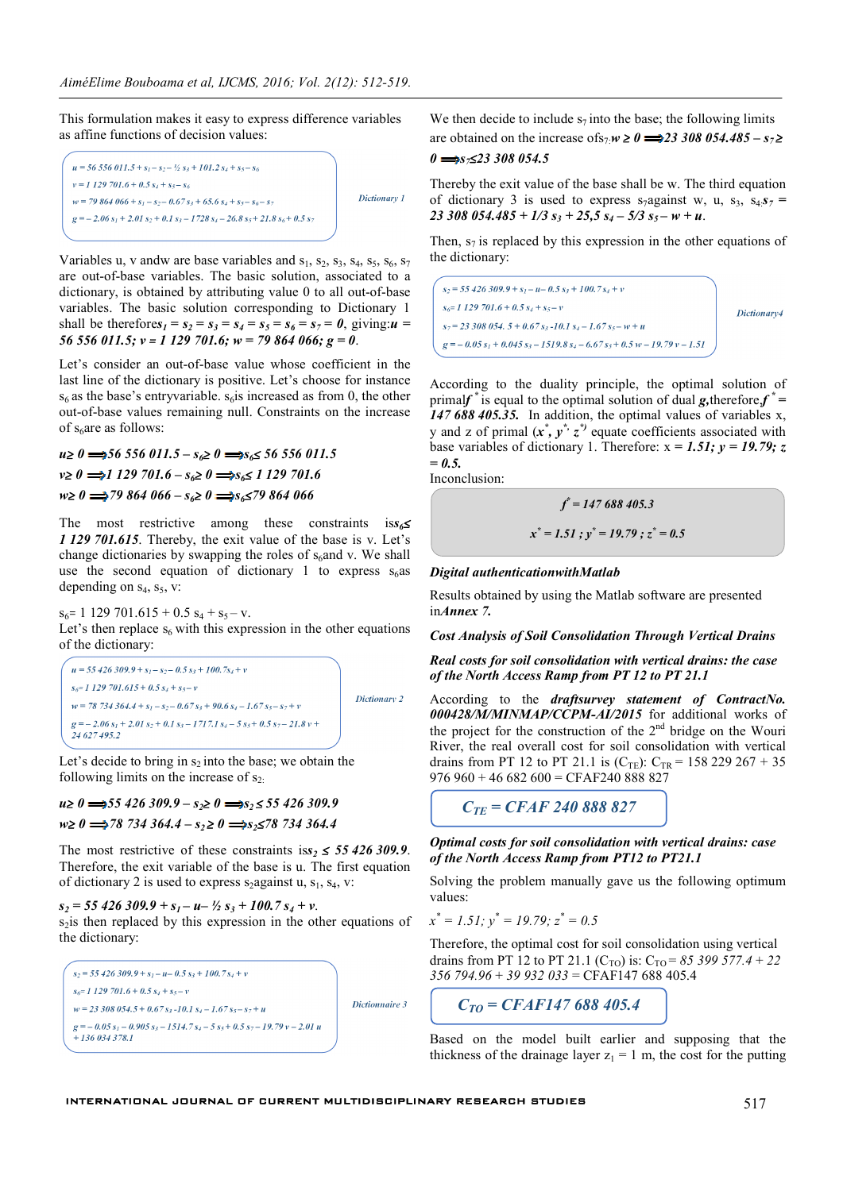This formulation makes it easy to express difference variables as affine functions of decision values:

$$u = 56\,556\,011.5 + s_1 - s_2 - ½\, s_3 + 101.2\, s_4 + s_5 - s_6$$
$$v = 1\,129\,701.6 + 0.5\, s_4 + s_5 - s_6$$
$$w = 79\,864\,066 + s_1 - s_2 - 0.67\, s_3 + 65.6\, s_4 + s_5 - s_6 - s_7$$
$$g = -2.06\, s_1 + 2.01\, s_2 + 0.1\, s_3 - 1728\, s_4 - 26.8\, s_5 + 21.8\, s_6 + 0.5\, s_7$$

*Dictionary 1*

Variables u, v andw are base variables and $s_1$, $s_2$, $s_3$, $s_4$, $s_5$, $s_6$, $s_7$ are out-of-base variables. The basic solution, associated to a dictionary, is obtained by attributing value 0 to all out-of-base variables. The basic solution corresponding to Dictionary 1 shall be therefore$s_1 = s_2 = s_3 = s_4 = s_5 = s_6 = s_7 = 0$, giving:$u = 56\,556\,011.5$; $v = 1\,129\,701.6$; $w = 79\,864\,066$; $g = 0$.

Let's consider an out-of-base value whose coefficient in the last line of the dictionary is positive. Let's choose for instance $s_6$ as the base's entryvariable. $s_6$is increased as from 0, the other out-of-base values remaining null. Constraints on the increase of $s_6$are as follows:

$u \geq 0 \Longrightarrow 56\,556\,011.5 - s_6 \geq 0 \Longrightarrow s_6 \leq 56\,556\,011.5$

$v \geq 0 \Longrightarrow 1\,129\,701.6 - s_6 \geq 0 \Longrightarrow s_6 \leq 1\,129\,701.6$

$w \geq 0 \Longrightarrow 79\,864\,066 - s_6 \geq 0 \Longrightarrow s_6 \leq 79\,864\,066$

The most restrictive among these constraints is$s_6 \leq 1\,129\,701.615$. Thereby, the exit value of the base is v. Let's change dictionaries by swapping the roles of $s_6$and v. We shall use the second equation of dictionary 1 to express $s_6$as depending on $s_4$, $s_5$, v:

$s_6 = 1\,129\,701.615 + 0.5\, s_4 + s_5 - v$.

Let's then replace $s_6$ with this expression in the other equations of the dictionary:

$$u = 55\,426\,309.9 + s_1 - s_2 - 0.5\, s_3 + 100.7 s_4 + v$$
$$s_6 = 1\,129\,701.615 + 0.5\, s_4 + s_5 - v$$
$$w = 78\,734\,364.4 + s_1 - s_2 - 0.67\, s_3 + 90.6\, s_4 - 1.67\, s_5 - s_7 + v$$
$$g = -2.06\, s_1 + 2.01\, s_2 + 0.1\, s_3 - 1717.1\, s_4 - 5\, s_5 + 0.5\, s_7 - 21.8\, v + 24\,627\,495.2$$

*Dictionary 2*

Let's decide to bring in $s_2$ into the base; we obtain the following limits on the increase of $s_2$:

$u \geq 0 \Longrightarrow 55\,426\,309.9 - s_2 \geq 0 \Longrightarrow s_2 \leq 55\,426\,309.9$

$w \geq 0 \Longrightarrow 78\,734\,364.4 - s_2 \geq 0 \Longrightarrow s_2 \leq 78\,734\,364.4$

The most restrictive of these constraints is$s_2 \leq 55\,426\,309.9$. Therefore, the exit variable of the base is u. The first equation of dictionary 2 is used to express $s_2$against u, $s_1$, $s_4$, v:

$s_2 = 55\,426\,309.9 + s_1 - u - ½\, s_3 + 100.7\, s_4 + v$.

$s_2$is then replaced by this expression in the other equations of the dictionary:

$$s_2 = 55\,426\,309.9 + s_1 - u - 0.5\, s_3 + 100.7\, s_4 + v$$
$$s_6 = 1\,129\,701.6 + 0.5\, s_4 + s_5 - v$$
$$w = 23\,308\,054.5 + 0.67\, s_3 - 10.1\, s_4 - 1.67\, s_5 - s_7 + u$$
$$g = -0.05\, s_1 - 0.905\, s_3 - 1514.7\, s_4 - 5\, s_5 + 0.5\, s_7 - 19.79\, v - 2.01\, u + 136\,034\,378.1$$

*Dictionnaire 3*

We then decide to include $s_7$ into the base; the following limits are obtained on the increase of$s_7$:$w \geq 0 \Longrightarrow 23\,308\,054.485 - s_7 \geq 0 \Longrightarrow s_7 \leq 23\,308\,054.5$

Thereby the exit value of the base shall be w. The third equation of dictionary 3 is used to express $s_7$against w, u, $s_3$, $s_4$.$s_7 = 23\,308\,054.485 + 1/3\, s_3 + 25{,}5\, s_4 - 5/3\, s_5 - w + u$.

Then, $s_7$ is replaced by this expression in the other equations of the dictionary:

$$s_2 = 55\,426\,309.9 + s_1 - u - 0.5\, s_3 + 100.7\, s_4 + v$$
$$s_6 = 1\,129\,701.6 + 0.5\, s_4 + s_5 - v$$
$$s_7 = 23\,308\,054.5 + 0.67\, s_3 - 10.1\, s_4 - 1.67\, s_5 - w + u$$
$$g = -0.05\, s_1 + 0.045\, s_3 - 1519.8\, s_4 - 6.67\, s_5 + 0.5\, w - 19.79\, v - 1.51$$

*Dictionary4*

According to the duality principle, the optimal solution of primal$f^*$ is equal to the optimal solution of dual $g$,therefore,$f^* = 147\,688\,405.35$. In addition, the optimal values of variables x, y and z of primal ($x^*$, $y^*$, $z^*$) equate coefficients associated with base variables of dictionary 1. Therefore: $x = 1.51$; $y = 19.79$; $z = 0.5$.

Inconclusion:

$$f^* = 147\,688\,405.3$$
$$x^* = 1.51\,;\, y^* = 19.79\,;\, z^* = 0.5$$

***Digital authenticationwithMatlab***

Results obtained by using the Matlab software are presented in*Annex 7.*

***Cost Analysis of Soil Consolidation Through Vertical Drains***

***Real costs for soil consolidation with vertical drains: the case of the North Access Ramp from PT 12 to PT 21.1***

According to the ***draftsurvey statement of ContractNo. 000428/M/MINMAP/CCPM-AI/2015*** for additional works of the project for the construction of the 2nd bridge on the Wouri River, the real overall cost for soil consolidation with vertical drains from PT 12 to PT 21.1 is ($C_{TE}$): $C_{TR}$ = 158 229 267 + 35 976 960 + 46 682 600 = CFAF240 888 827

$$C_{TE} = \text{CFAF } 240\,888\,827$$

***Optimal costs for soil consolidation with vertical drains: case of the North Access Ramp from PT12 to PT21.1***

Solving the problem manually gave us the following optimum values:

$x^* = 1.51$; $y^* = 19.79$; $z^* = 0.5$

Therefore, the optimal cost for soil consolidation using vertical drains from PT 12 to PT 21.1 ($C_{TO}$) is: $C_{TO}$ = *85 399 577.4 + 22 356 794.96 + 39 932 033* = CFAF147 688 405.4

$$C_{TO} = \text{CFAF}147\,688\,405.4$$

Based on the model built earlier and supposing that the thickness of the drainage layer $z_1$ = 1 m, the cost for the putting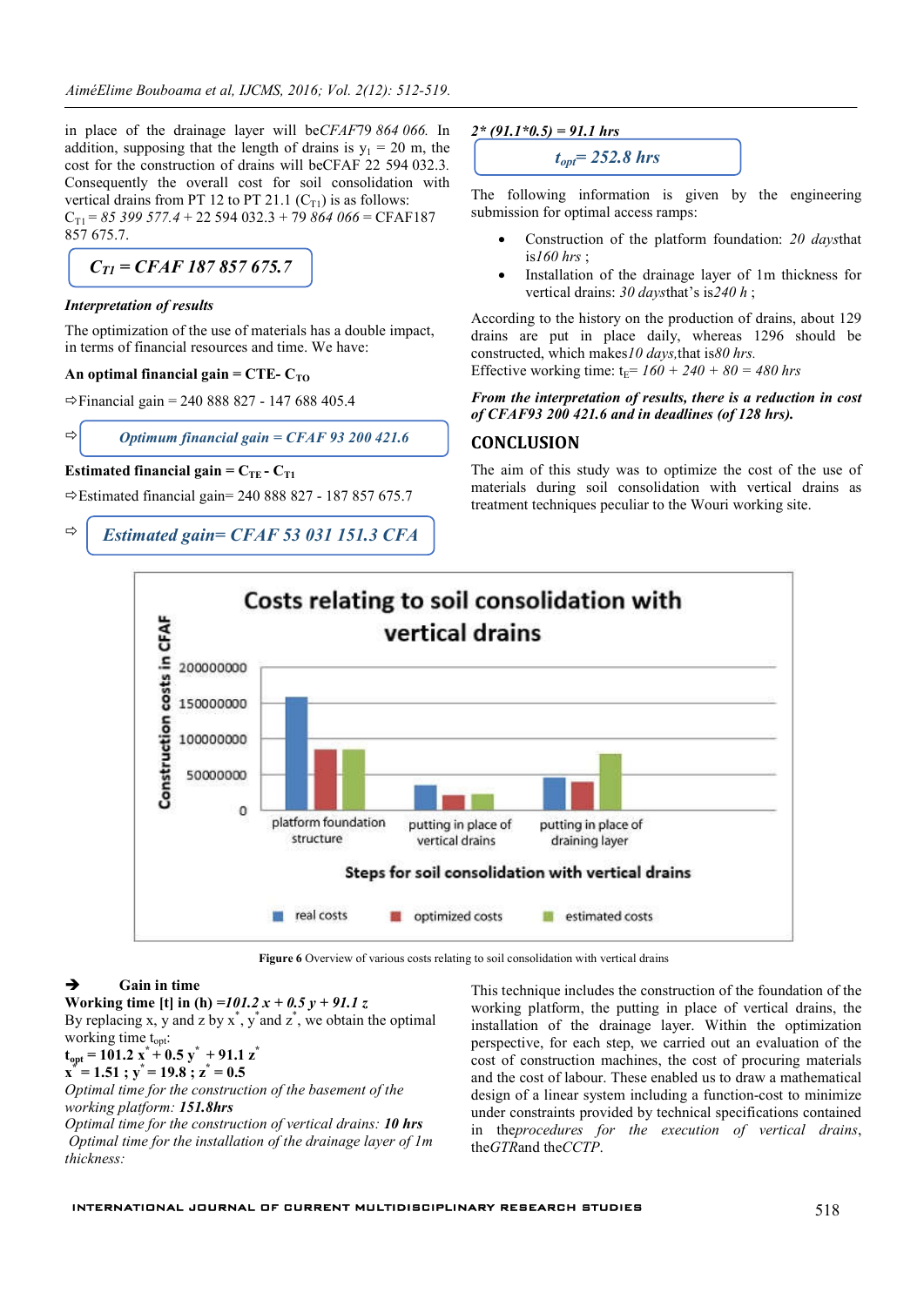in place of the drainage layer will be*CFAF79 864 066.* In addition, supposing that the length of drains is $y_1$ = 20 m, the cost for the construction of drains will beCFAF 22 594 032.3. Consequently the overall cost for soil consolidation with vertical drains from PT 12 to PT 21.1 ($C_{T1}$) is as follows:
$C_{T1}$ = *85 399 577.4* + 22 594 032.3 + *79 864 066* = CFAF187 857 675.7.

***$C_{T1}$ = CFAF 187 857 675.7***

***Interpretation of results***

The optimization of the use of materials has a double impact, in terms of financial resources and time. We have:

**An optimal financial gain = CTE- $C_{TO}$**

⇨Financial gain = 240 888 827 - 147 688 405.4

⇨ ***Optimum financial gain = CFAF 93 200 421.6***

**Estimated financial gain = $C_{TE}$ - $C_{T1}$**

⇨Estimated financial gain= 240 888 827 - 187 857 675.7

⇨ ***Estimated gain= CFAF 53 031 151.3 CFA***

Figure 6 Overview of various costs relating to soil consolidation with vertical drains

➔ **Gain in time**

**Working time [t] in (h) =*101.2 x + 0.5 y + 91.1 z***

By replacing x, y and z by $x^*$, $y^*$ and $z^*$, we obtain the optimal working time $t_{opt}$:

$$t_{opt} = 101.2\,x^* + 0.5\,y^* + 91.1\,z^*$$

$$x^* = 1.51\,;\; y^* = 19.8\,;\; z^* = 0.5$$

*Optimal time for the construction of the basement of the working platform:* ***151.8hrs***

*Optimal time for the construction of vertical drains:* ***10 hrs***

*Optimal time for the installation of the drainage layer of 1m thickness:*

***2\* (91.1\*0.5) = 91.1 hrs***

***$t_{opt}$= 252.8 hrs***

The following information is given by the engineering submission for optimal access ramps:

- Construction of the platform foundation: *20 days*that is*160 hrs* ;
- Installation of the drainage layer of 1m thickness for vertical drains: *30 days*that's is*240 h* ;

According to the history on the production of drains, about 129 drains are put in place daily, whereas 1296 should be constructed, which makes*10 days,*that is*80 hrs.*
Effective working time: $t_E$= *160 + 240 + 80 = 480 hrs*

***From the interpretation of results, there is a reduction in cost of CFAF93 200 421.6 and in deadlines (of 128 hrs).***

## CONCLUSION

The aim of this study was to optimize the cost of the use of materials during soil consolidation with vertical drains as treatment techniques peculiar to the Wouri working site.

This technique includes the construction of the foundation of the working platform, the putting in place of vertical drains, the installation of the drainage layer. Within the optimization perspective, for each step, we carried out an evaluation of the cost of construction machines, the cost of procuring materials and the cost of labour. These enabled us to draw a mathematical design of a linear system including a function-cost to minimize under constraints provided by technical specifications contained in the*procedures for the execution of vertical drains*, the*GTR*and the*CCTP*.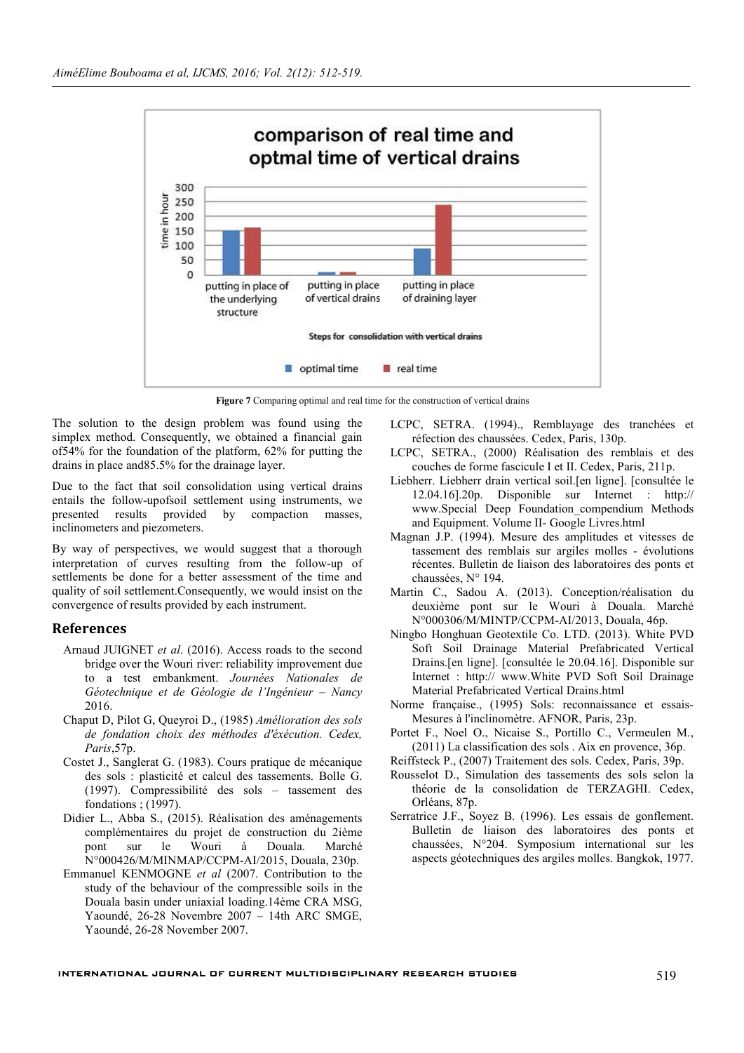comparison of real time and optmal time of vertical drains

time in hour

300
250
200
150
100
50
0

putting in place of the underlying structure

putting in place of vertical drains

putting in place of draining layer

Steps for consolidation with vertical drains

optimal time

real time

**Figure 7** Comparing optimal and real time for the construction of vertical drains

The solution to the design problem was found using the simplex method. Consequently, we obtained a financial gain of54% for the foundation of the platform, 62% for putting the drains in place and85.5% for the drainage layer.

Due to the fact that soil consolidation using vertical drains entails the follow-upofsoil settlement using instruments, we presented results provided by compaction masses, inclinometers and piezometers.

By way of perspectives, we would suggest that a thorough interpretation of curves resulting from the follow-up of settlements be done for a better assessment of the time and quality of soil settlement.Consequently, we would insist on the convergence of results provided by each instrument.

## References

- Arnaud JUIGNET *et al*. (2016). Access roads to the second bridge over the Wouri river: reliability improvement due to a test embankment. *Journées Nationales de Géotechnique et de Géologie de l'Ingénieur – Nancy* 2016.
- Chaput D, Pilot G, Queyroi D., (1985) *Amélioration des sols de fondation choix des méthodes d'éxécution. Cedex, Paris*,57p.
- Costet J., Sanglerat G. (1983). Cours pratique de mécanique des sols : plasticité et calcul des tassements. Bolle G. (1997). Compressibilité des sols – tassement des fondations ; (1997).
- Didier L., Abba S., (2015). Réalisation des aménagements complémentaires du projet de construction du 2ième pont sur le Wouri à Douala. Marché N°000426/M/MINMAP/CCPM-AI/2015, Douala, 230p.
- Emmanuel KENMOGNE *et al* (2007. Contribution to the study of the behaviour of the compressible soils in the Douala basin under uniaxial loading.14ème CRA MSG, Yaoundé, 26-28 Novembre 2007 – 14th ARC SMGE, Yaoundé, 26-28 November 2007.
- LCPC, SETRA. (1994)., Remblayage des tranchées et réfection des chaussées. Cedex, Paris, 130p.
- LCPC, SETRA., (2000) Réalisation des remblais et des couches de forme fascicule I et II. Cedex, Paris, 211p.
- Liebherr. Liebherr drain vertical soil.[en ligne]. [consultée le 12.04.16].20p. Disponible sur Internet : http:// www.Special Deep Foundation_compendium Methods and Equipment. Volume II- Google Livres.html
- Magnan J.P. (1994). Mesure des amplitudes et vitesses de tassement des remblais sur argiles molles - évolutions récentes. Bulletin de liaison des laboratoires des ponts et chaussées, N° 194.
- Martin C., Sadou A. (2013). Conception/réalisation du deuxième pont sur le Wouri à Douala. Marché N°000306/M/MINTP/CCPM-AI/2013, Douala, 46p.
- Ningbo Honghuan Geotextile Co. LTD. (2013). White PVD Soft Soil Drainage Material Prefabricated Vertical Drains.[en ligne]. [consultée le 20.04.16]. Disponible sur Internet : http:// www.White PVD Soft Soil Drainage Material Prefabricated Vertical Drains.html
- Norme française., (1995) Sols: reconnaissance et essais- Mesures à l'inclinomètre. AFNOR, Paris, 23p.
- Portet F., Noel O., Nicaise S., Portillo C., Vermeulen M., (2011) La classification des sols . Aix en provence, 36p.
- Reiffsteck P., (2007) Traitement des sols. Cedex, Paris, 39p.
- Rousselot D., Simulation des tassements des sols selon la théorie de la consolidation de TERZAGHI. Cedex, Orléans, 87p.
- Serratrice J.F., Soyez B. (1996). Les essais de gonflement. Bulletin de liaison des laboratoires des ponts et chaussées, N°204. Symposium international sur les aspects géotechniques des argiles molles. Bangkok, 1977.